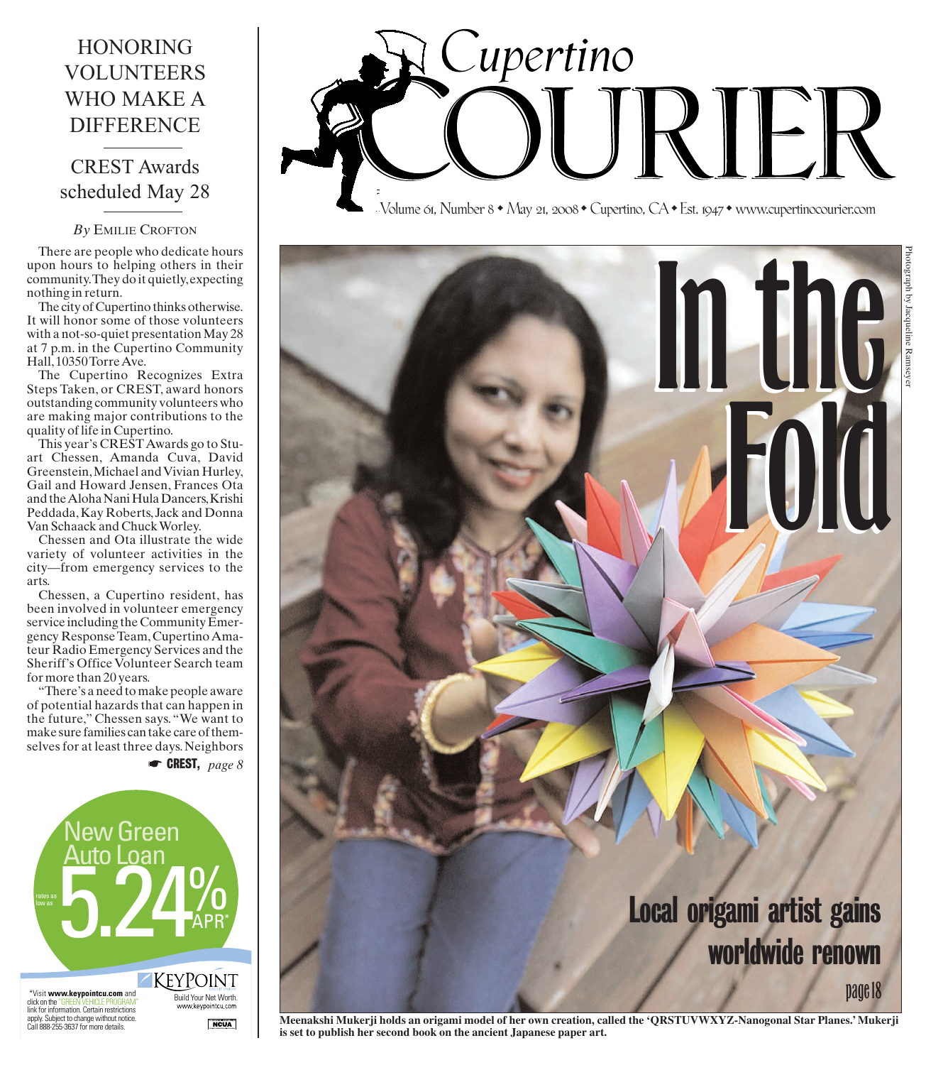# Cupertino COURIER

Volume 61, Number 8 • May 21, 2008 • Cupertino, CA • Est. 1947 • www.cupertinocourier.com

## HONORING VOLUNTEERS WHO MAKE A DIFFERENCE

### CREST Awards scheduled May 28

*By* EMILIE CROFTON

There are people who dedicate hours upon hours to helping others in their community. They do it quietly, expecting nothing in return.

The city of Cupertino thinks otherwise. It will honor some of those volunteers with a not-so-quiet presentation May 28 at 7 p.m. in the Cupertino Community Hall, 10350 Torre Ave.

The Cupertino Recognizes Extra Steps Taken, or CREST, award honors outstanding community volunteers who are making major contributions to the quality of life in Cupertino.

This year's CREST Awards go to Stuart Chessen, Amanda Cuva, David Greenstein, Michael and Vivian Hurley, Gail and Howard Jensen, Frances Ota and the Aloha Nani Hula Dancers, Krishi Peddada, Kay Roberts, Jack and Donna Van Schaack and Chuck Worley.

Chessen and Ota illustrate the wide variety of volunteer activities in the city—from emergency services to the arts.

Chessen, a Cupertino resident, has been involved in volunteer emergency service including the Community Emergency Response Team, Cupertino Amateur Radio Emergency Services and the Sheriff's Office Volunteer Search team for more than 20 years.

"There's a need to make people aware of potential hazards that can happen in the future," Chessen says. "We want to make sure families can take care of themselves for at least three days. Neighbors

☛ **CREST,** *page 8*

New Green Auto Loan

rates as low as 5.24% APR*

*Visit **www.keypointcu.com** and click on the "GREEN VEHICLE PROGRAM" link for information. Certain restrictions apply. Subject to change without notice. Call 888-255-3637 for more details.

KEYPOINT — Build Your Net Worth. www.keypointcu.com

NCUA

## In the Fold

### Local origami artist gains worldwide renown

page 18

Photograph by Jacqueline Ramseyer

**Meenakshi Mukerji holds an origami model of her own creation, called the 'QRSTUVWXYZ-Nanogonal Star Planes.' Mukerji is set to publish her second book on the ancient Japanese paper art.**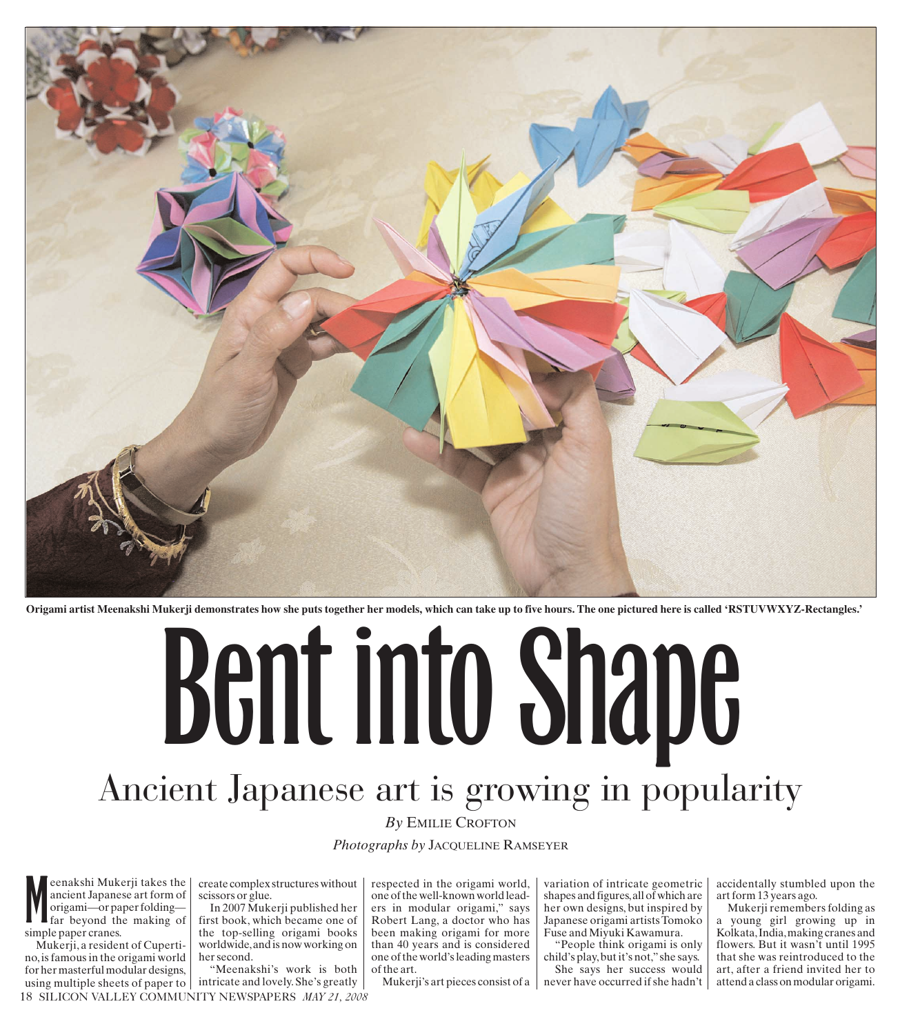Origami artist Meenakshi Mukerji demonstrates how she puts together her models, which can take up to five hours. The one pictured here is called 'RSTUVWXYZ-Rectangles.'

# Bent into Shape

## Ancient Japanese art is growing in popularity

*By* EMILIE CROFTON

*Photographs by* JACQUELINE RAMSEYER

Meenakshi Mukerji takes the ancient Japanese art form of origami—or paper folding—far beyond the making of simple paper cranes.

Mukerji, a resident of Cupertino, is famous in the origami world for her masterful modular designs, using multiple sheets of paper to create complex structures without scissors or glue.

In 2007 Mukerji published her first book, which became one of the top-selling origami books worldwide, and is now working on her second.

"Meenakshi's work is both intricate and lovely. She's greatly respected in the origami world, one of the well-known world leaders in modular origami," says Robert Lang, a doctor who has been making origami for more than 40 years and is considered one of the world's leading masters of the art.

Mukerji's art pieces consist of a variation of intricate geometric shapes and figures, all of which are her own designs, but inspired by Japanese origami artists Tomoko Fuse and Miyuki Kawamura.

"People think origami is only child's play, but it's not," she says.

She says her success would never have occurred if she hadn't accidentally stumbled upon the art form 13 years ago.

Mukerji remembers folding as a young girl growing up in Kolkata, India, making cranes and flowers. But it wasn't until 1995 that she was reintroduced to the art, after a friend invited her to attend a class on modular origami.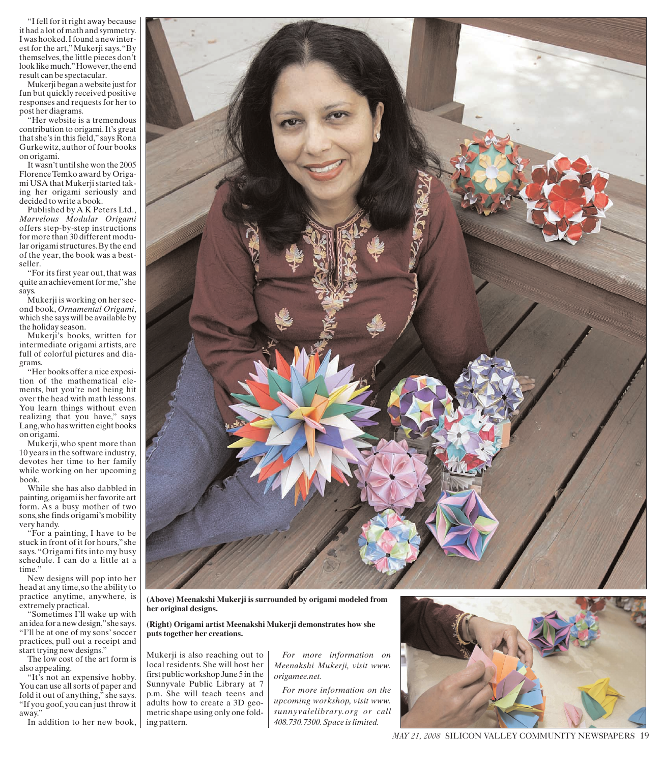"I fell for it right away because it had a lot of math and symmetry. I was hooked. I found a new interest for the art," Mukerji says. "By themselves, the little pieces don't look like much." However, the end result can be spectacular.

Mukerji began a website just for fun but quickly received positive responses and requests for her to post her diagrams.

"Her website is a tremendous contribution to origami. It's great that she's in this field," says Rona Gurkewitz, author of four books on origami.

It wasn't until she won the 2005 Florence Temko award by Origami USA that Mukerji started taking her origami seriously and decided to write a book.

Published by A K Peters Ltd., *Marvelous Modular Origami* offers step-by-step instructions for more than 30 different modular origami structures. By the end of the year, the book was a bestseller.

"For its first year out, that was quite an achievement for me," she says.

Mukerji is working on her second book, *Ornamental Origami*, which she says will be available by the holiday season.

Mukerji's books, written for intermediate origami artists, are full of colorful pictures and diagrams.

"Her books offer a nice exposition of the mathematical elements, but you're not being hit over the head with math lessons. You learn things without even realizing that you have," says Lang, who has written eight books on origami.

Mukerji, who spent more than 10 years in the software industry, devotes her time to her family while working on her upcoming book.

While she has also dabbled in painting, origami is her favorite art form. As a busy mother of two sons, she finds origami's mobility very handy.

"For a painting, I have to be stuck in front of it for hours," she says. "Origami fits into my busy schedule. I can do a little at a time."

New designs will pop into her head at any time, so the ability to practice anytime, anywhere, is extremely practical.

"Sometimes I'll wake up with an idea for a new design," she says. "I'll be at one of my sons' soccer practices, pull out a receipt and start trying new designs."

The low cost of the art form is also appealing.

"It's not an expensive hobby. You can use all sorts of paper and fold it out of anything," she says. "If you goof, you can just throw it away."

In addition to her new book, Mukerji is also reaching out to local residents. She will host her first public workshop June 5 in the Sunnyvale Public Library at 7 p.m. She will teach teens and adults how to create a 3D geometric shape using only one folding pattern.

*For more information on Meenakshi Mukerji, visit www.origamee.net.*

*For more information on the upcoming workshop, visit www.sunnyvalelibrary.org or call 408.730.7300. Space is limited.*

**(Above) Meenakshi Mukerji is surrounded by origami modeled from her original designs.**

**(Right) Origami artist Meenakshi Mukerji demonstrates how she puts together her creations.**